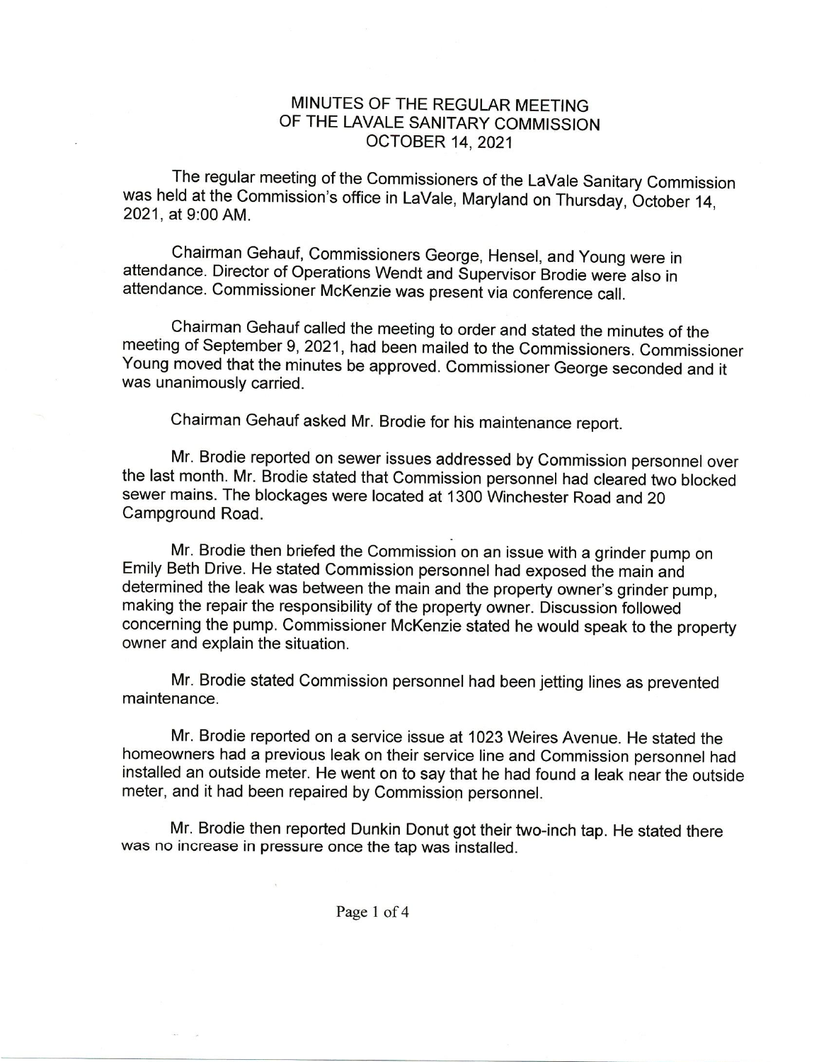# MINUTES OF THE REGULAR MEETING OF THE LAVALE SANITARY COMMISSION OCTOBER 14, 2021

The regular meeting of the Commissioners of the LaVale Sanitary Commission was held at the Commission's office in LaVale, Maryland on Thursday, October 14, 2021, at 9:00 AM.

Chairman Gehauf, Commissioners George, Hensel, and Young were in attendance. Director of Operations Wendt and Supervisor Brodie were also in attendance. Commissioner McKenzie was present via conference call.

Chairman Gehauf called the meeting to order and stated the minutes of the meeting of September 9, 2021, had been mailed to the Commissioners. Commissioner Young moved that the minutes be approved. Commissioner George seconded and it was unanimously carried.

Chairman Gehauf asked Mr. Brodie for his maintenance report.

Mr. Brodie reported on sewer issues addressed by Commission personnel over the last month. Mr. Brodie stated that Commission personnel had cleared two blocked sewer mains. The blockages were located at 1300 Winchester Road and 20 Campground Road.

Mr. Brodie then briefed the Commission on an issue with a grinder pump on Emily Beth Drive. He stated Commission personnel had exposed the main and determined the leak was between the main and the property owner's grinder pump, making the repair the responsibility of the property owner. Discussion followed concerning the pump. Commissioner McKenzie stated he would speak to the property owner and explain the situation.

Mr. Brodie stated Commission personnel had been jetting lines as prevented maintenance.

Mr. Brodie reported on a service issue at 1023 Weires Avenue. He stated the homeowners had a previous leak on their service line and Commission personnel had installed an outside meter. He went on to say that he had found a leak near the outside meter, and it had been repaired by Commission personnel.

Mr. Brodie then reported Dunkin Donut got their two-inch tap. He stated there was no increase in pressure once the tap was installed.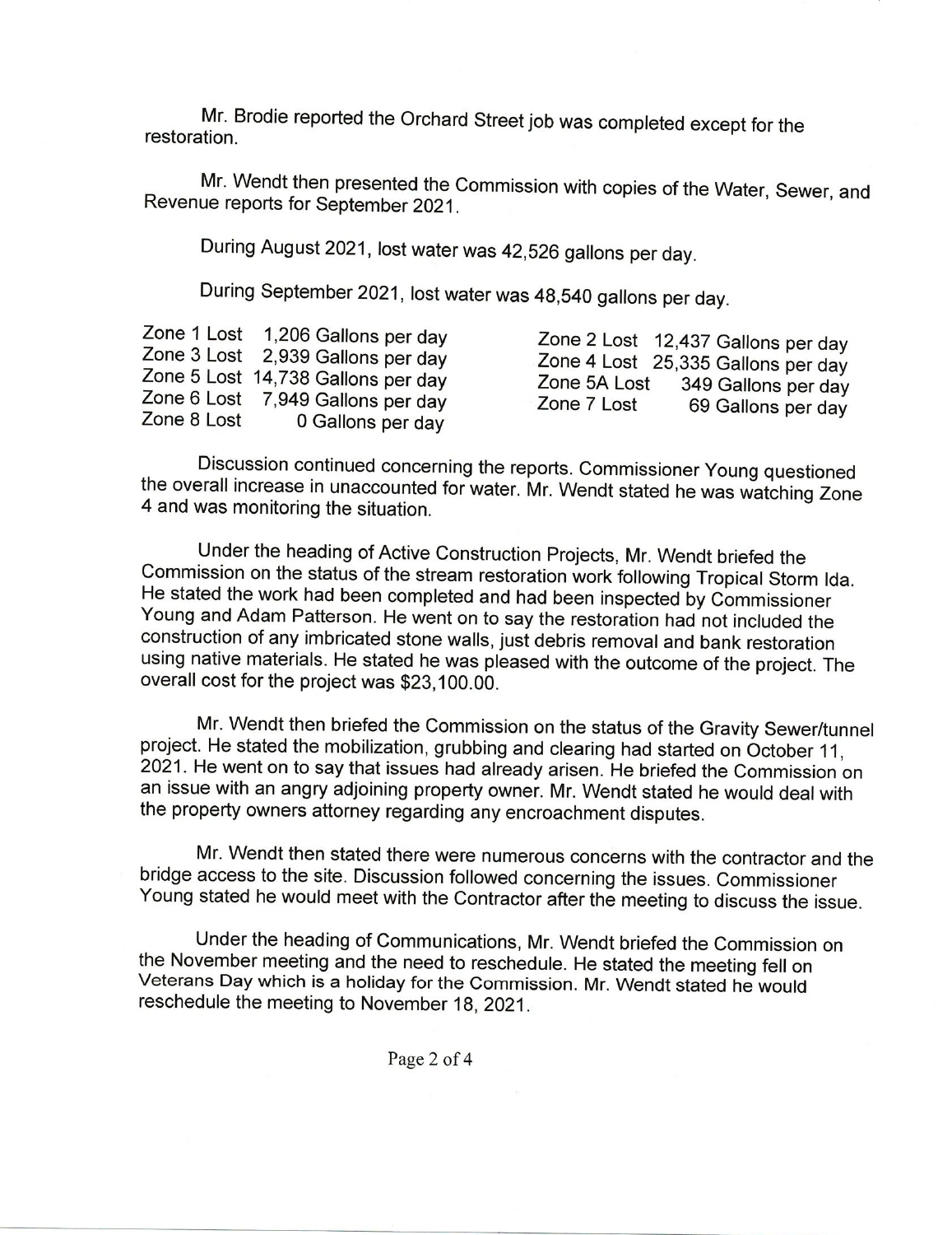Mr. Brodie reported the Orchard Street job was completed except for the restoration.

Mr. Wendt then presented the Commission with copies of the Water, Sewer, and Revenue reports for September 2021.

During August 2021, lost water was 42,526 gallons per day.

During September 2021, lost water was 48,540 gallons per day.

| | | | |
|---|---|---|---|
| Zone 1 Lost | 1,206 Gallons per day | Zone 2 Lost | 12,437 Gallons per day |
| Zone 3 Lost | 2,939 Gallons per day | Zone 4 Lost | 25,335 Gallons per day |
| Zone 5 Lost | 14,738 Gallons per day | Zone 5A Lost | 349 Gallons per day |
| Zone 6 Lost | 7,949 Gallons per day | Zone 7 Lost | 69 Gallons per day |
| Zone 8 Lost | 0 Gallons per day | | |

Discussion continued concerning the reports. Commissioner Young questioned the overall increase in unaccounted for water. Mr. Wendt stated he was watching Zone 4 and was monitoring the situation.

Under the heading of Active Construction Projects, Mr. Wendt briefed the Commission on the status of the stream restoration work following Tropical Storm Ida. He stated the work had been completed and had been inspected by Commissioner Young and Adam Patterson. He went on to say the restoration had not included the construction of any imbricated stone walls, just debris removal and bank restoration using native materials. He stated he was pleased with the outcome of the project. The overall cost for the project was $23,100.00.

Mr. Wendt then briefed the Commission on the status of the Gravity Sewer/tunnel project. He stated the mobilization, grubbing and clearing had started on October 11, 2021. He went on to say that issues had already arisen. He briefed the Commission on an issue with an angry adjoining property owner. Mr. Wendt stated he would deal with the property owners attorney regarding any encroachment disputes.

Mr. Wendt then stated there were numerous concerns with the contractor and the bridge access to the site. Discussion followed concerning the issues. Commissioner Young stated he would meet with the Contractor after the meeting to discuss the issue.

Under the heading of Communications, Mr. Wendt briefed the Commission on the November meeting and the need to reschedule. He stated the meeting fell on Veterans Day which is a holiday for the Commission. Mr. Wendt stated he would reschedule the meeting to November 18, 2021.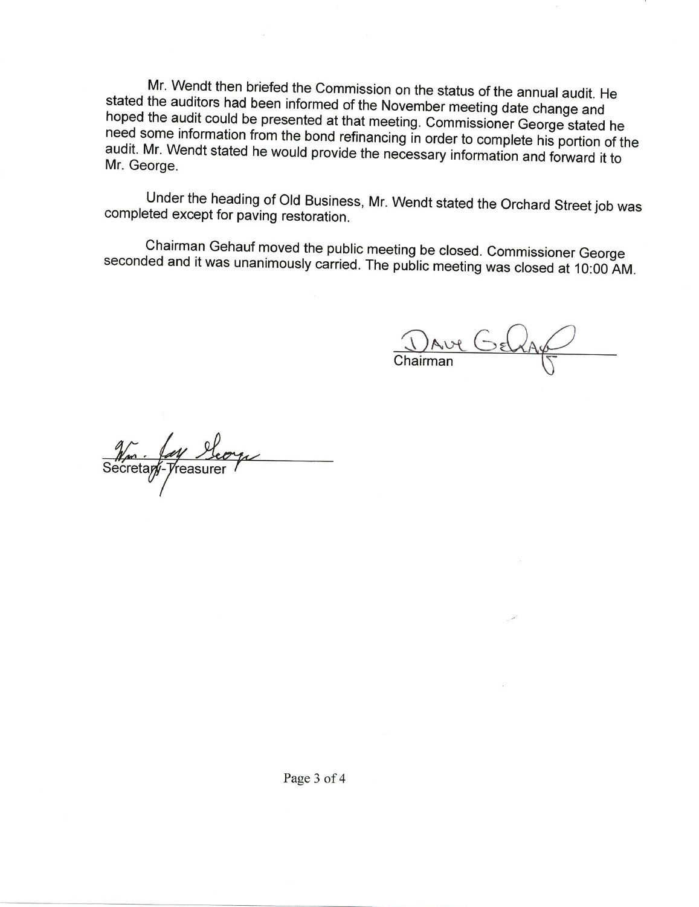Mr. Wendt then briefed the Commission on the status of the annual audit. He stated the auditors had been informed of the November meeting date change and hoped the audit could be presented at that meeting. Commissioner George stated he need some information from the bond refinancing in order to complete his portion of the audit. Mr. Wendt stated he would provide the necessary information and forward it to Mr. George.

Under the heading of Old Business, Mr. Wendt stated the Orchard Street job was completed except for paving restoration.

Chairman Gehauf moved the public meeting be closed. Commissioner George seconded and it was unanimously carried. The public meeting was closed at 10:00 AM.

Dave Gehauf
Chairman

Wm. Jay George
Secretary-Treasurer